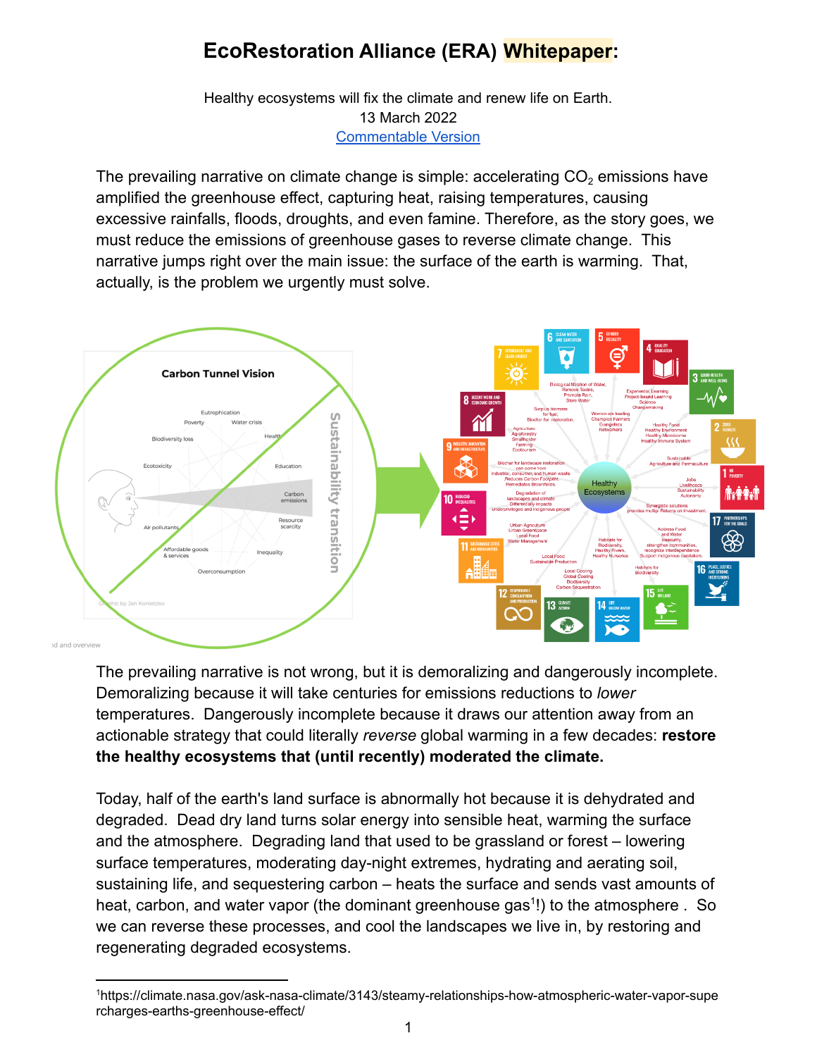# EcoRestoration Alliance (ERA) Whitepaper:

Healthy ecosystems will fix the climate and renew life on Earth.
13 March 2022
Commentable Version

The prevailing narrative on climate change is simple: accelerating $CO_2$ emissions have amplified the greenhouse effect, capturing heat, raising temperatures, causing excessive rainfalls, floods, droughts, and even famine. Therefore, as the story goes, we must reduce the emissions of greenhouse gases to reverse climate change. This narrative jumps right over the main issue: the surface of the earth is warming. That, actually, is the problem we urgently must solve.

The prevailing narrative is not wrong, but it is demoralizing and dangerously incomplete. Demoralizing because it will take centuries for emissions reductions to *lower* temperatures. Dangerously incomplete because it draws our attention away from an actionable strategy that could literally *reverse* global warming in a few decades: **restore the healthy ecosystems that (until recently) moderated the climate.**

Today, half of the earth's land surface is abnormally hot because it is dehydrated and degraded. Dead dry land turns solar energy into sensible heat, warming the surface and the atmosphere. Degrading land that used to be grassland or forest – lowering surface temperatures, moderating day-night extremes, hydrating and aerating soil, sustaining life, and sequestering carbon – heats the surface and sends vast amounts of heat, carbon, and water vapor (the dominant greenhouse gas[1]!) to the atmosphere . So we can reverse these processes, and cool the landscapes we live in, by restoring and regenerating degraded ecosystems.

[1] https://climate.nasa.gov/ask-nasa-climate/3143/steamy-relationships-how-atmospheric-water-vapor-supercharges-earths-greenhouse-effect/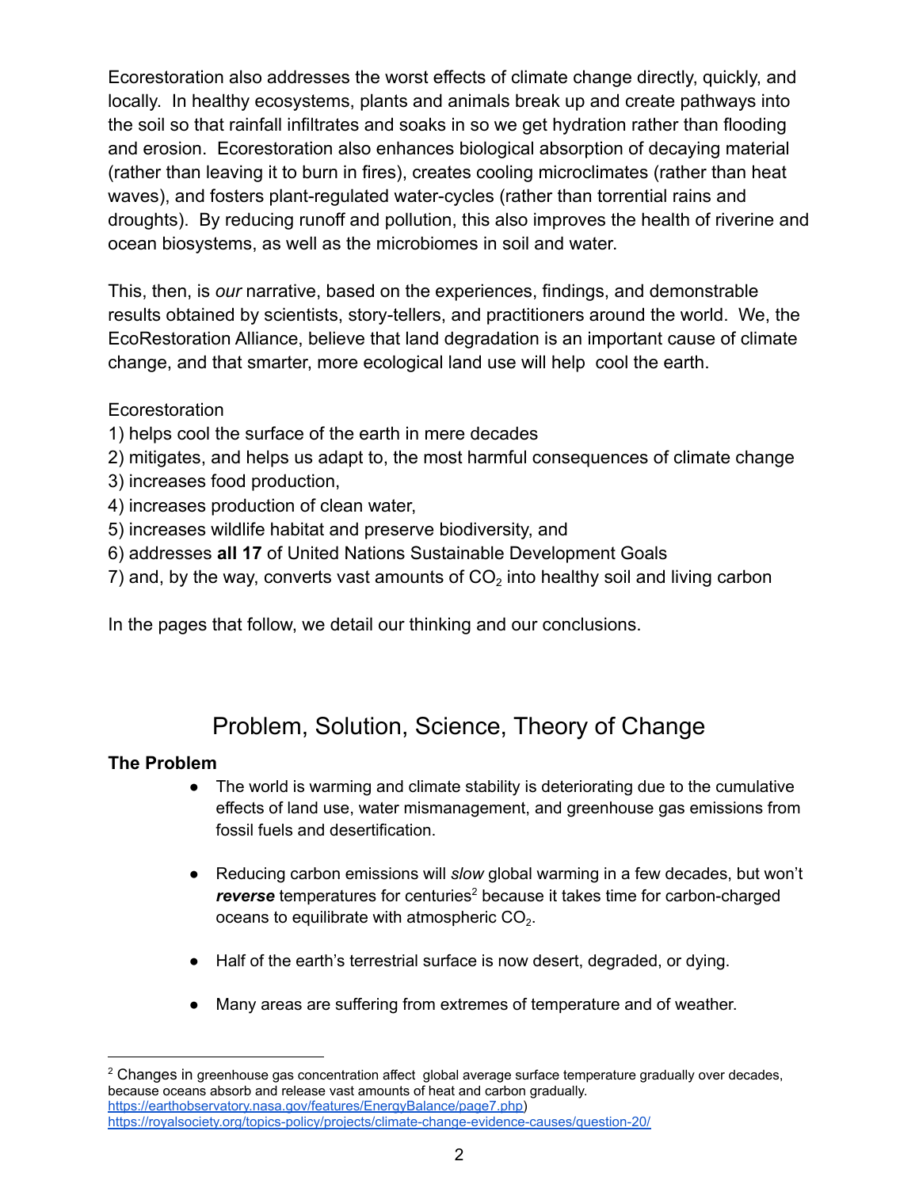Ecorestoration also addresses the worst effects of climate change directly, quickly, and locally. In healthy ecosystems, plants and animals break up and create pathways into the soil so that rainfall infiltrates and soaks in so we get hydration rather than flooding and erosion. Ecorestoration also enhances biological absorption of decaying material (rather than leaving it to burn in fires), creates cooling microclimates (rather than heat waves), and fosters plant-regulated water-cycles (rather than torrential rains and droughts). By reducing runoff and pollution, this also improves the health of riverine and ocean biosystems, as well as the microbiomes in soil and water.

This, then, is *our* narrative, based on the experiences, findings, and demonstrable results obtained by scientists, story-tellers, and practitioners around the world. We, the EcoRestoration Alliance, believe that land degradation is an important cause of climate change, and that smarter, more ecological land use will help cool the earth.

Ecorestoration

1) helps cool the surface of the earth in mere decades
2) mitigates, and helps us adapt to, the most harmful consequences of climate change
3) increases food production,
4) increases production of clean water,
5) increases wildlife habitat and preserve biodiversity, and
6) addresses **all 17** of United Nations Sustainable Development Goals
7) and, by the way, converts vast amounts of $CO_2$ into healthy soil and living carbon

In the pages that follow, we detail our thinking and our conclusions.

## Problem, Solution, Science, Theory of Change

### The Problem

- The world is warming and climate stability is deteriorating due to the cumulative effects of land use, water mismanagement, and greenhouse gas emissions from fossil fuels and desertification.
- Reducing carbon emissions will *slow* global warming in a few decades, but won't ***reverse*** temperatures for centuries[2] because it takes time for carbon-charged oceans to equilibrate with atmospheric $CO_2$.
- Half of the earth's terrestrial surface is now desert, degraded, or dying.
- Many areas are suffering from extremes of temperature and of weather.

---

[2] Changes in greenhouse gas concentration affect global average surface temperature gradually over decades, because oceans absorb and release vast amounts of heat and carbon gradually.
https://earthobservatory.nasa.gov/features/EnergyBalance/page7.php)
https://royalsociety.org/topics-policy/projects/climate-change-evidence-causes/question-20/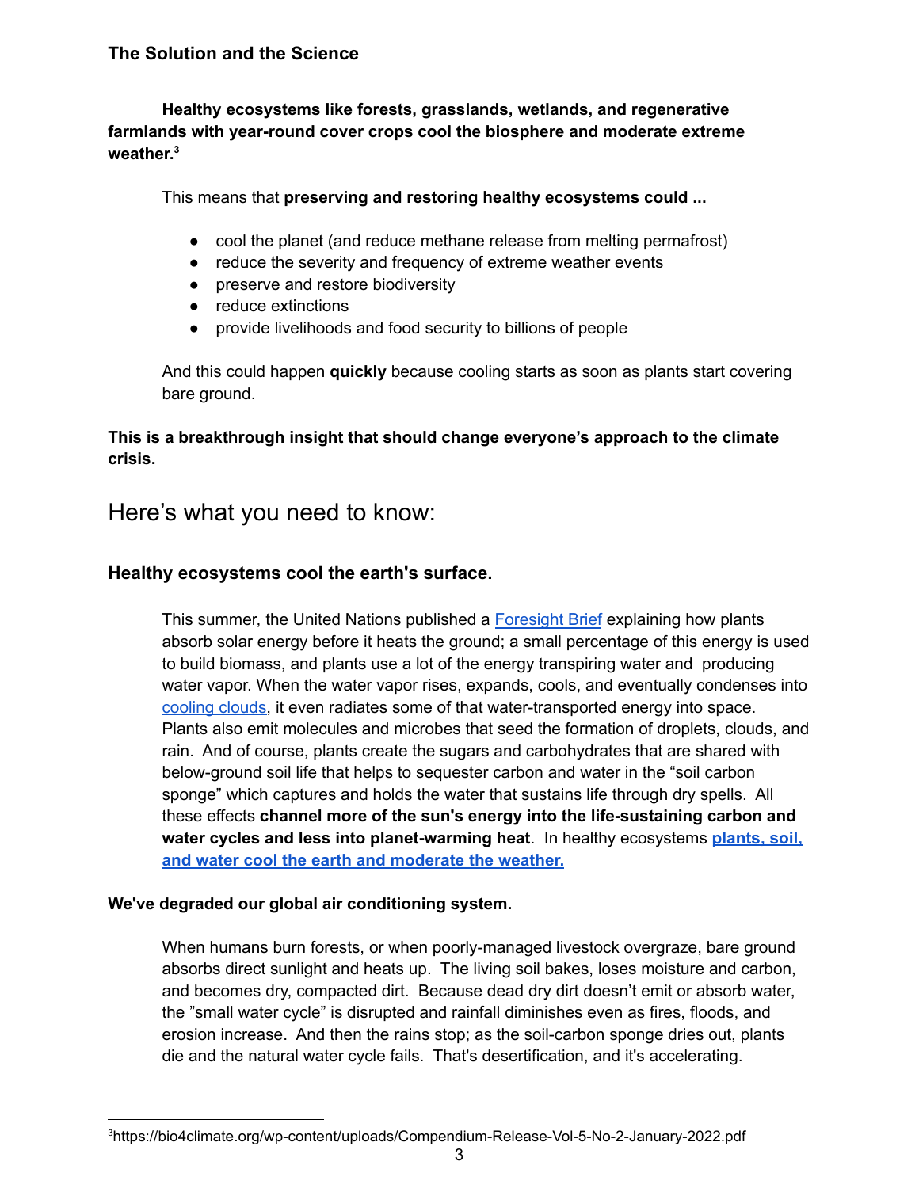### The Solution and the Science

**Healthy ecosystems like forests, grasslands, wetlands, and regenerative farmlands with year-round cover crops cool the biosphere and moderate extreme weather.**[3]

This means that **preserving and restoring healthy ecosystems could ...**

- cool the planet (and reduce methane release from melting permafrost)
- reduce the severity and frequency of extreme weather events
- preserve and restore biodiversity
- reduce extinctions
- provide livelihoods and food security to billions of people

And this could happen **quickly** because cooling starts as soon as plants start covering bare ground.

**This is a breakthrough insight that should change everyone's approach to the climate crisis.**

## Here's what you need to know:

### Healthy ecosystems cool the earth's surface.

This summer, the United Nations published a Foresight Brief explaining how plants absorb solar energy before it heats the ground; a small percentage of this energy is used to build biomass, and plants use a lot of the energy transpiring water and producing water vapor. When the water vapor rises, expands, cools, and eventually condenses into cooling clouds, it even radiates some of that water-transported energy into space. Plants also emit molecules and microbes that seed the formation of droplets, clouds, and rain. And of course, plants create the sugars and carbohydrates that are shared with below-ground soil life that helps to sequester carbon and water in the "soil carbon sponge" which captures and holds the water that sustains life through dry spells. All these effects **channel more of the sun's energy into the life-sustaining carbon and water cycles and less into planet-warming heat**. In healthy ecosystems **plants, soil, and water cool the earth and moderate the weather.**

### We've degraded our global air conditioning system.

When humans burn forests, or when poorly-managed livestock overgraze, bare ground absorbs direct sunlight and heats up. The living soil bakes, loses moisture and carbon, and becomes dry, compacted dirt. Because dead dry dirt doesn't emit or absorb water, the "small water cycle" is disrupted and rainfall diminishes even as fires, floods, and erosion increase. And then the rains stop; as the soil-carbon sponge dries out, plants die and the natural water cycle fails. That's desertification, and it's accelerating.

---

[3] https://bio4climate.org/wp-content/uploads/Compendium-Release-Vol-5-No-2-January-2022.pdf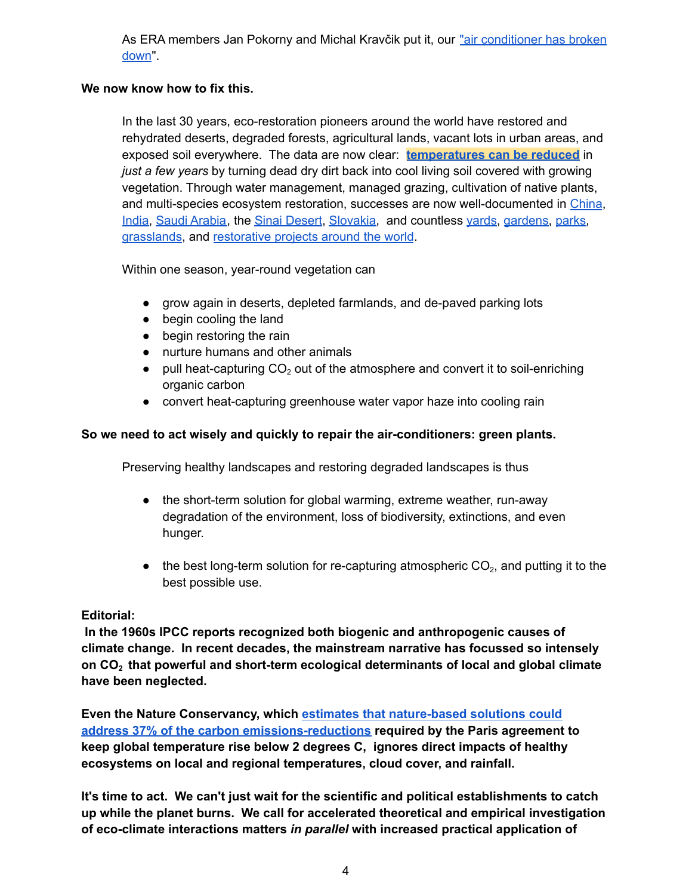As ERA members Jan Pokorny and Michal Kravčik put it, our "air conditioner has broken down".

**We now know how to fix this.**

In the last 30 years, eco-restoration pioneers around the world have restored and rehydrated deserts, degraded forests, agricultural lands, vacant lots in urban areas, and exposed soil everywhere. The data are now clear: **temperatures can be reduced** in *just a few years* by turning dead dry dirt back into cool living soil covered with growing vegetation. Through water management, managed grazing, cultivation of native plants, and multi-species ecosystem restoration, successes are now well-documented in China, India, Saudi Arabia, the Sinai Desert, Slovakia, and countless yards, gardens, parks, grasslands, and restorative projects around the world.

Within one season, year-round vegetation can

- grow again in deserts, depleted farmlands, and de-paved parking lots
- begin cooling the land
- begin restoring the rain
- nurture humans and other animals
- pull heat-capturing $CO_2$ out of the atmosphere and convert it to soil-enriching organic carbon
- convert heat-capturing greenhouse water vapor haze into cooling rain

**So we need to act wisely and quickly to repair the air-conditioners: green plants.**

Preserving healthy landscapes and restoring degraded landscapes is thus

- the short-term solution for global warming, extreme weather, run-away degradation of the environment, loss of biodiversity, extinctions, and even hunger.
- the best long-term solution for re-capturing atmospheric $CO_2$, and putting it to the best possible use.

**Editorial:**
**In the 1960s IPCC reports recognized both biogenic and anthropogenic causes of climate change. In recent decades, the mainstream narrative has focussed so intensely on $CO_2$ that powerful and short-term ecological determinants of local and global climate have been neglected.**

**Even the Nature Conservancy, which estimates that nature-based solutions could address 37% of the carbon emissions-reductions required by the Paris agreement to keep global temperature rise below 2 degrees C, ignores direct impacts of healthy ecosystems on local and regional temperatures, cloud cover, and rainfall.**

**It's time to act. We can't just wait for the scientific and political establishments to catch up while the planet burns. We call for accelerated theoretical and empirical investigation of eco-climate interactions matters *in parallel* with increased practical application of**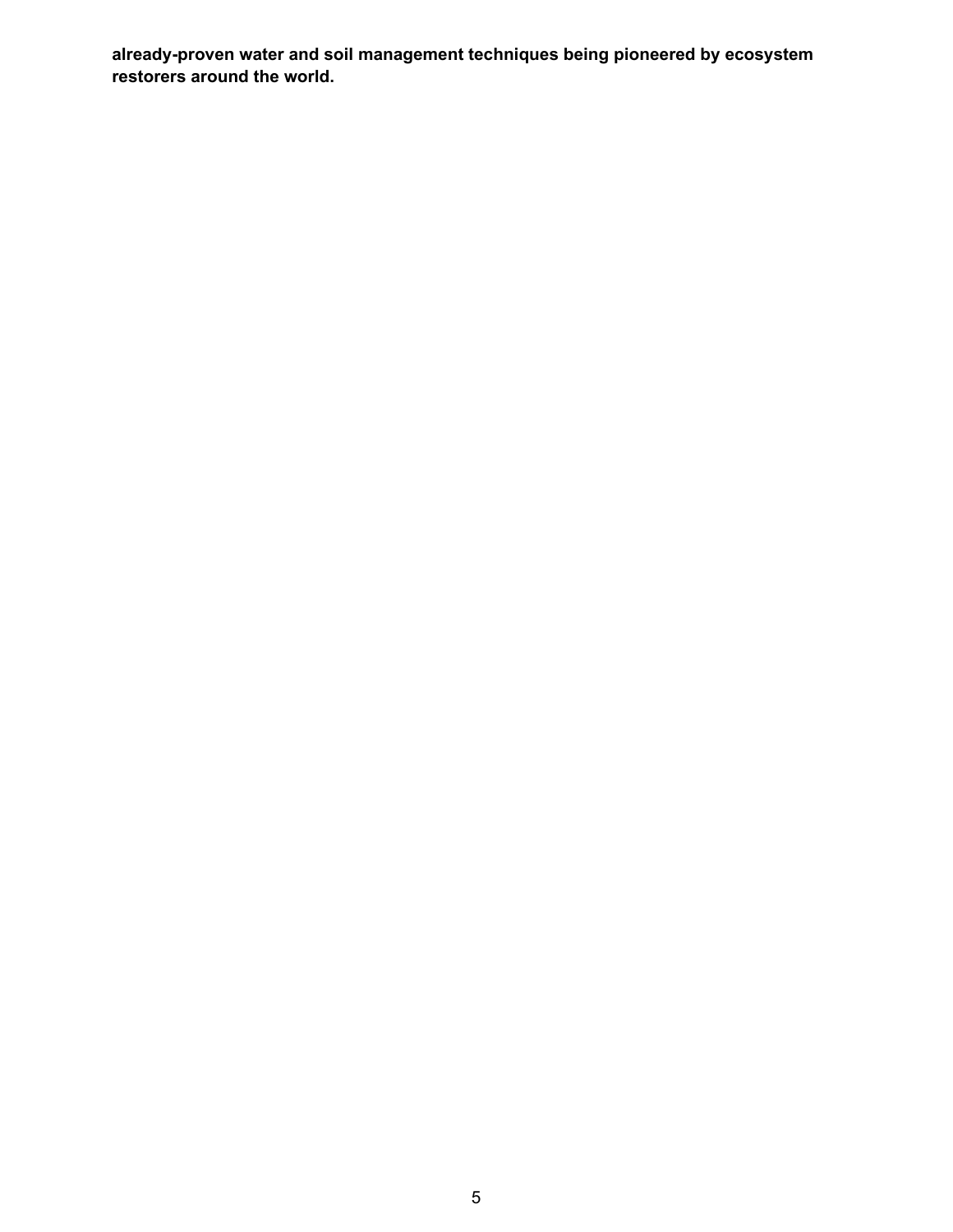**already-proven water and soil management techniques being pioneered by ecosystem restorers around the world.**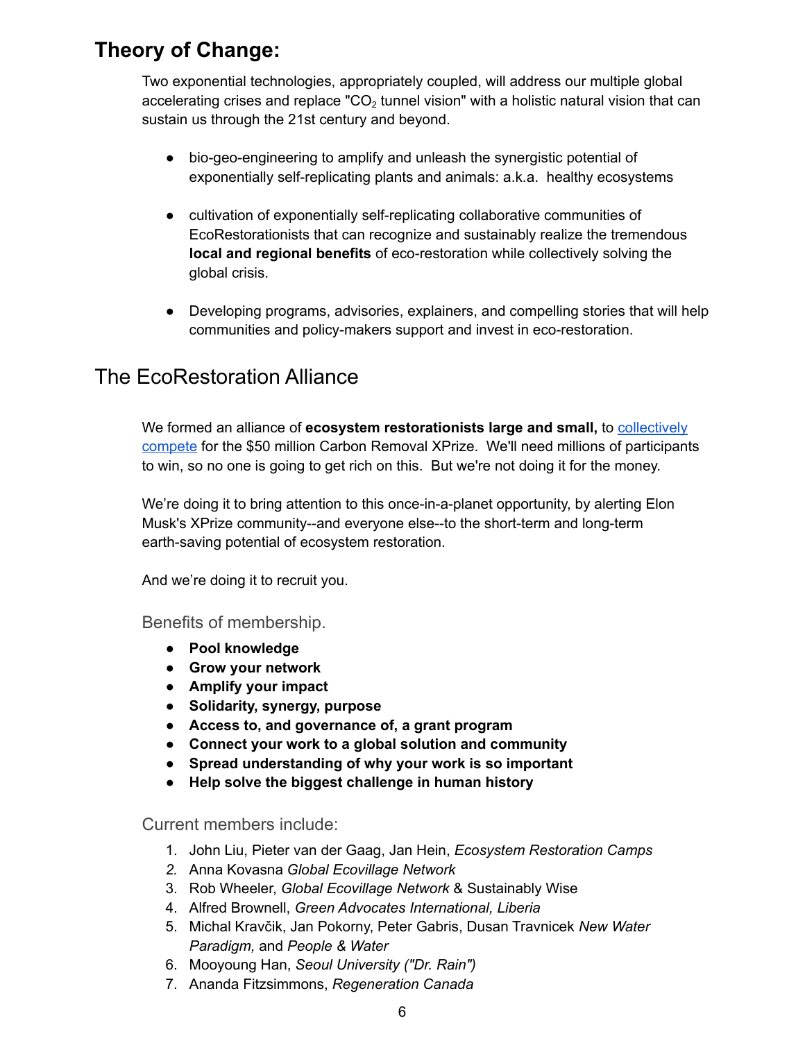## Theory of Change:

Two exponential technologies, appropriately coupled, will address our multiple global accelerating crises and replace "$CO_2$ tunnel vision" with a holistic natural vision that can sustain us through the 21st century and beyond.

- bio-geo-engineering to amplify and unleash the synergistic potential of exponentially self-replicating plants and animals: a.k.a. healthy ecosystems
- cultivation of exponentially self-replicating collaborative communities of EcoRestorationists that can recognize and sustainably realize the tremendous **local and regional benefits** of eco-restoration while collectively solving the global crisis.
- Developing programs, advisories, explainers, and compelling stories that will help communities and policy-makers support and invest in eco-restoration.

## The EcoRestoration Alliance

We formed an alliance of **ecosystem restorationists large and small,** to collectively compete for the $50 million Carbon Removal XPrize. We'll need millions of participants to win, so no one is going to get rich on this. But we're not doing it for the money.

We're doing it to bring attention to this once-in-a-planet opportunity, by alerting Elon Musk's XPrize community--and everyone else--to the short-term and long-term earth-saving potential of ecosystem restoration.

And we're doing it to recruit you.

### Benefits of membership.

- **Pool knowledge**
- **Grow your network**
- **Amplify your impact**
- **Solidarity, synergy, purpose**
- **Access to, and governance of, a grant program**
- **Connect your work to a global solution and community**
- **Spread understanding of why your work is so important**
- **Help solve the biggest challenge in human history**

### Current members include:

1. John Liu, Pieter van der Gaag, Jan Hein, *Ecosystem Restoration Camps*
2. Anna Kovasna *Global Ecovillage Network*
3. Rob Wheeler, *Global Ecovillage Network* & Sustainably Wise
4. Alfred Brownell, *Green Advocates International, Liberia*
5. Michal Kravčik, Jan Pokorny, Peter Gabris, Dusan Travnicek *New Water Paradigm,* and *People & Water*
6. Mooyoung Han, *Seoul University ("Dr. Rain")*
7. Ananda Fitzsimmons, *Regeneration Canada*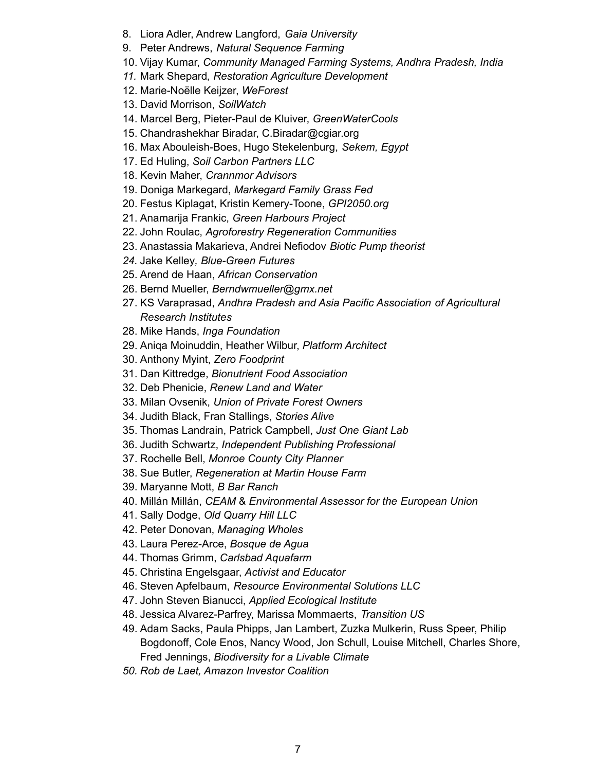8. Liora Adler, Andrew Langford, *Gaia University*
9. Peter Andrews, *Natural Sequence Farming*
10. Vijay Kumar, *Community Managed Farming Systems, Andhra Pradesh, India*
11. Mark Shepard*, Restoration Agriculture Development*
12. Marie-Noëlle Keijzer, *WeForest*
13. David Morrison, *SoilWatch*
14. Marcel Berg, Pieter-Paul de Kluiver, *GreenWaterCools*
15. Chandrashekhar Biradar, C.Biradar@cgiar.org
16. Max Abouleish-Boes, Hugo Stekelenburg, *Sekem, Egypt*
17. Ed Huling, *Soil Carbon Partners LLC*
18. Kevin Maher, *Crannmor Advisors*
19. Doniga Markegard, *Markegard Family Grass Fed*
20. Festus Kiplagat, Kristin Kemery-Toone, *GPI2050.org*
21. Anamarija Frankic, *Green Harbours Project*
22. John Roulac, *Agroforestry Regeneration Communities*
23. Anastassia Makarieva, Andrei Nefiodov *Biotic Pump theorist*
24. Jake Kelley*, Blue-Green Futures*
25. Arend de Haan, *African Conservation*
26. Bernd Mueller, *Berndwmueller@gmx.net*
27. KS Varaprasad, *Andhra Pradesh and Asia Pacific Association of Agricultural Research Institutes*
28. Mike Hands, *Inga Foundation*
29. Aniqa Moinuddin, Heather Wilbur, *Platform Architect*
30. Anthony Myint, *Zero Foodprint*
31. Dan Kittredge, *Bionutrient Food Association*
32. Deb Phenicie, *Renew Land and Water*
33. Milan Ovsenik, *Union of Private Forest Owners*
34. Judith Black, Fran Stallings, *Stories Alive*
35. Thomas Landrain, Patrick Campbell, *Just One Giant Lab*
36. Judith Schwartz, *Independent Publishing Professional*
37. Rochelle Bell, *Monroe County City Planner*
38. Sue Butler, *Regeneration at Martin House Farm*
39. Maryanne Mott, *B Bar Ranch*
40. Millán Millán, *CEAM* & *Environmental Assessor for the European Union*
41. Sally Dodge, *Old Quarry Hill LLC*
42. Peter Donovan, *Managing Wholes*
43. Laura Perez-Arce, *Bosque de Agua*
44. Thomas Grimm, *Carlsbad Aquafarm*
45. Christina Engelsgaar, *Activist and Educator*
46. Steven Apfelbaum, *Resource Environmental Solutions LLC*
47. John Steven Bianucci, *Applied Ecological Institute*
48. Jessica Alvarez-Parfrey, Marissa Mommaerts, *Transition US*
49. Adam Sacks, Paula Phipps, Jan Lambert, Zuzka Mulkerin, Russ Speer, Philip Bogdonoff, Cole Enos, Nancy Wood, Jon Schull, Louise Mitchell, Charles Shore, Fred Jennings, *Biodiversity for a Livable Climate*
50. *Rob de Laet, Amazon Investor Coalition*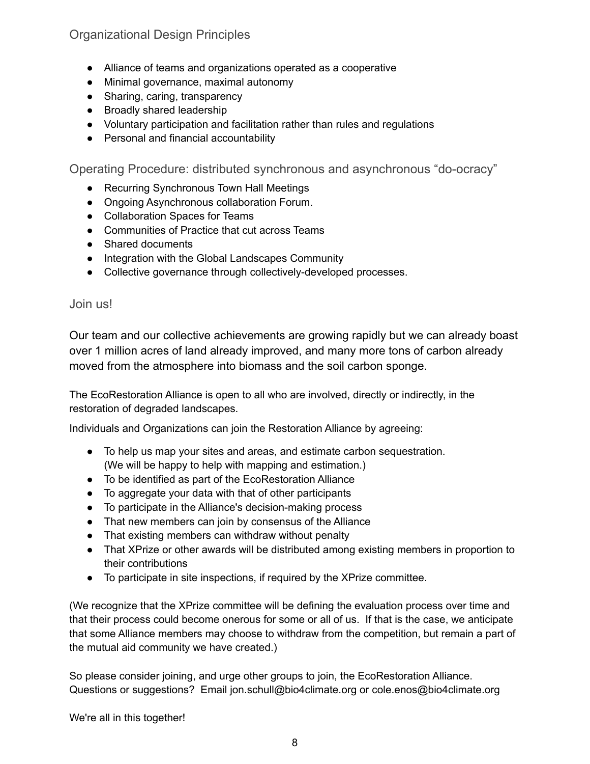## Organizational Design Principles

- Alliance of teams and organizations operated as a cooperative
- Minimal governance, maximal autonomy
- Sharing, caring, transparency
- Broadly shared leadership
- Voluntary participation and facilitation rather than rules and regulations
- Personal and financial accountability

## Operating Procedure: distributed synchronous and asynchronous "do-ocracy"

- Recurring Synchronous Town Hall Meetings
- Ongoing Asynchronous collaboration Forum.
- Collaboration Spaces for Teams
- Communities of Practice that cut across Teams
- Shared documents
- Integration with the Global Landscapes Community
- Collective governance through collectively-developed processes.

## Join us!

Our team and our collective achievements are growing rapidly but we can already boast over 1 million acres of land already improved, and many more tons of carbon already moved from the atmosphere into biomass and the soil carbon sponge.

The EcoRestoration Alliance is open to all who are involved, directly or indirectly, in the restoration of degraded landscapes.

Individuals and Organizations can join the Restoration Alliance by agreeing:

- To help us map your sites and areas, and estimate carbon sequestration. (We will be happy to help with mapping and estimation.)
- To be identified as part of the EcoRestoration Alliance
- To aggregate your data with that of other participants
- To participate in the Alliance's decision-making process
- That new members can join by consensus of the Alliance
- That existing members can withdraw without penalty
- That XPrize or other awards will be distributed among existing members in proportion to their contributions
- To participate in site inspections, if required by the XPrize committee.

(We recognize that the XPrize committee will be defining the evaluation process over time and that their process could become onerous for some or all of us. If that is the case, we anticipate that some Alliance members may choose to withdraw from the competition, but remain a part of the mutual aid community we have created.)

So please consider joining, and urge other groups to join, the EcoRestoration Alliance. Questions or suggestions? Email jon.schull@bio4climate.org or cole.enos@bio4climate.org

We're all in this together!